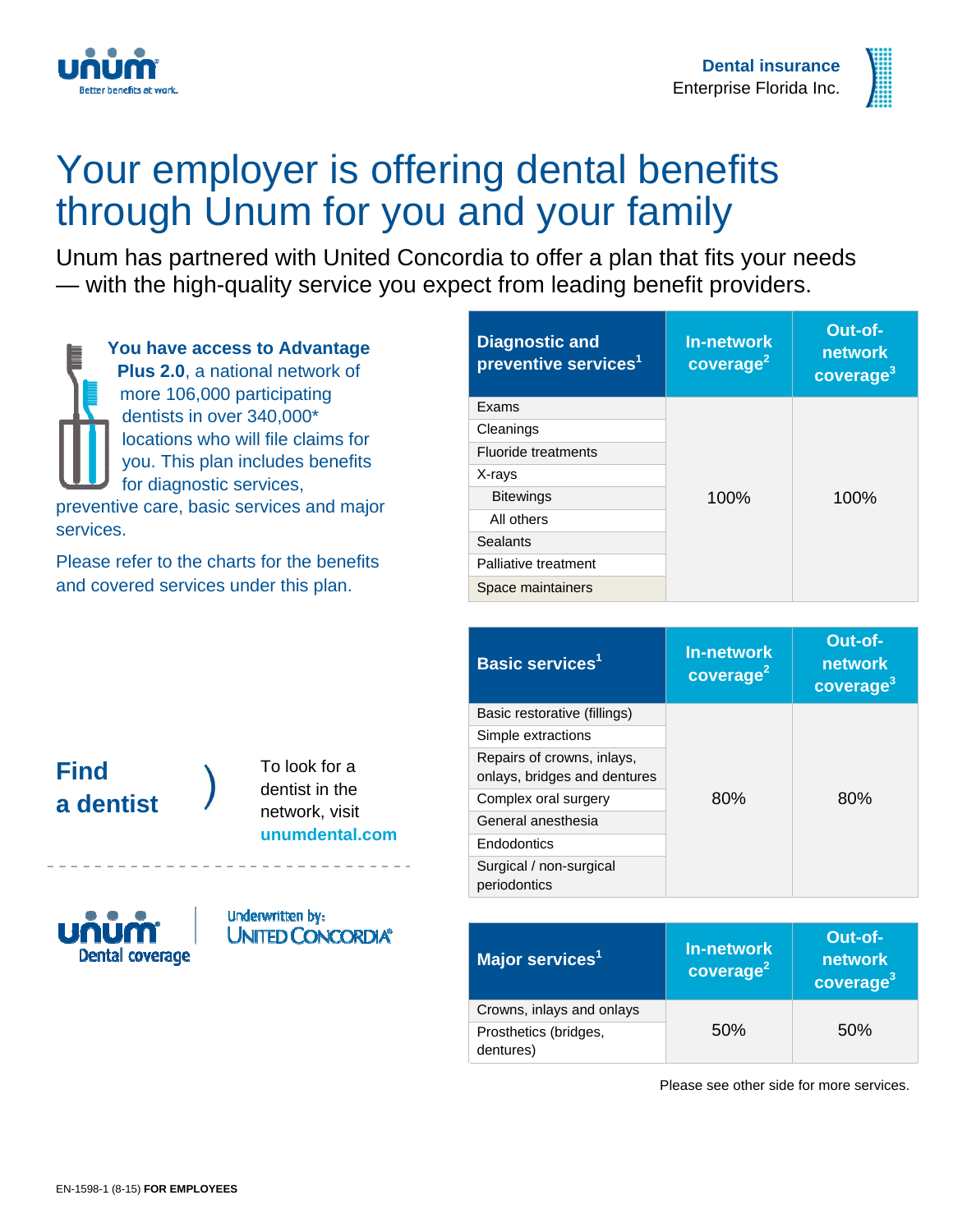Dental insurance
Enterprise Florida Inc.

# Your employer is offering dental benefits through Unum for you and your family

Unum has partnered with United Concordia to offer a plan that fits your needs — with the high-quality service you expect from leading benefit providers.

**You have access to Advantage Plus 2.0**, a national network of more 106,000 participating dentists in over 340,000* locations who will file claims for you. This plan includes benefits for diagnostic services, preventive care, basic services and major services.

Please refer to the charts for the benefits and covered services under this plan.

| Diagnostic and preventive services[1] | In-network coverage[2] | Out-of-network coverage[3] |
|---|---|---|
| Exams | 100% | 100% |
| Cleanings | | |
| Fluoride treatments | | |
| X-rays | | |
| Bitewings | | |
| All others | | |
| Sealants | | |
| Palliative treatment | | |
| Space maintainers | | |

| Basic services[1] | In-network coverage[2] | Out-of-network coverage[3] |
|---|---|---|
| Basic restorative (fillings) | 80% | 80% |
| Simple extractions | | |
| Repairs of crowns, inlays, onlays, bridges and dentures | | |
| Complex oral surgery | | |
| General anesthesia | | |
| Endodontics | | |
| Surgical / non-surgical periodontics | | |

| Major services[1] | In-network coverage[2] | Out-of-network coverage[3] |
|---|---|---|
| Crowns, inlays and onlays | 50% | 50% |
| Prosthetics (bridges, dentures) | | |

Please see other side for more services.

## Find a dentist

To look for a dentist in the network, visit **unumdental.com**

Unum Dental coverage

Underwritten by: United Concordia

EN-1598-1 (8-15) **FOR EMPLOYEES**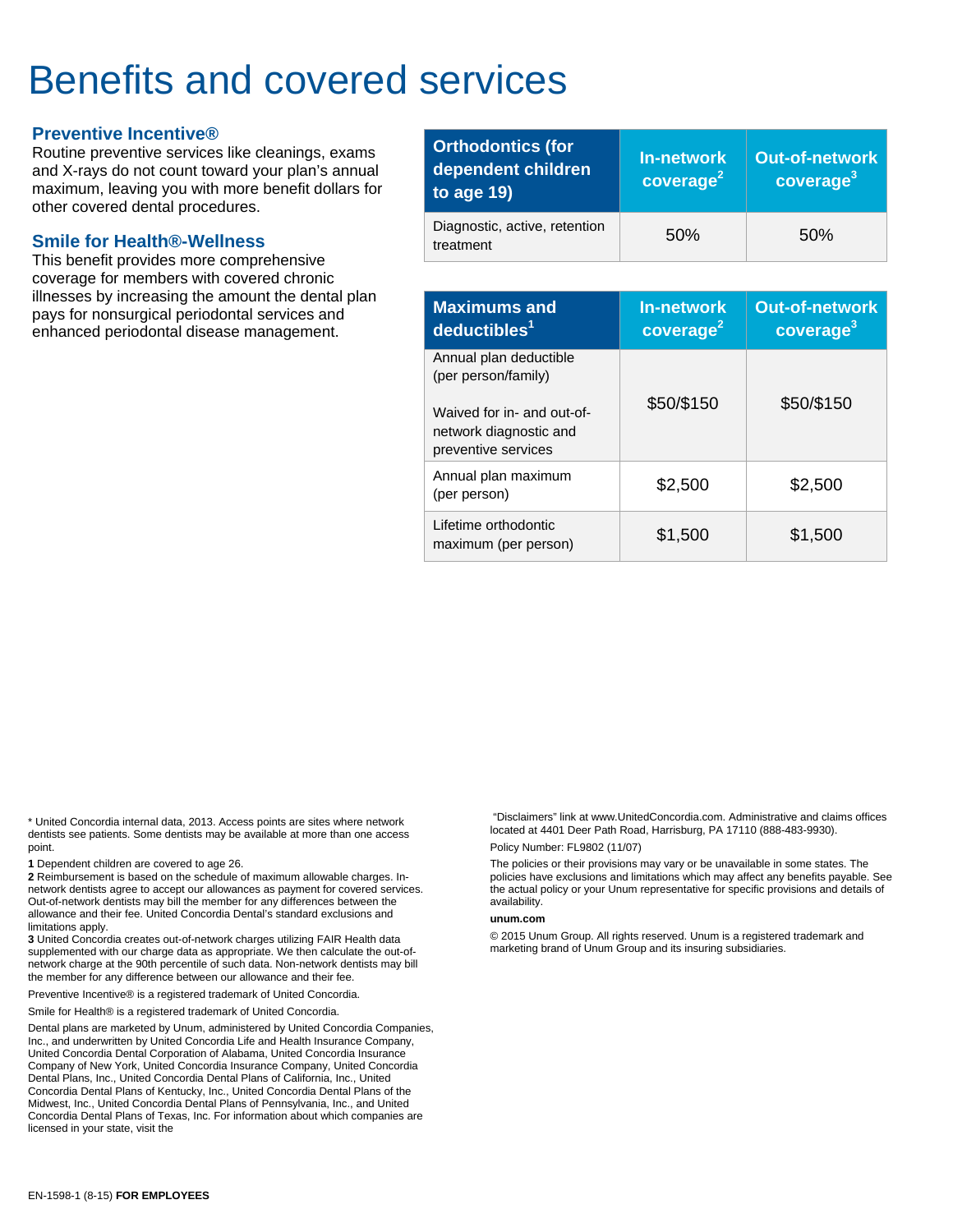# Benefits and covered services

### Preventive Incentive®

Routine preventive services like cleanings, exams and X-rays do not count toward your plan's annual maximum, leaving you with more benefit dollars for other covered dental procedures.

### Smile for Health®-Wellness

This benefit provides more comprehensive coverage for members with covered chronic illnesses by increasing the amount the dental plan pays for nonsurgical periodontal services and enhanced periodontal disease management.

| Orthodontics (for dependent children to age 19) | In-network coverage[2] | Out-of-network coverage[3] |
|---|---|---|
| Diagnostic, active, retention treatment | 50% | 50% |

| Maximums and deductibles[1] | In-network coverage[2] | Out-of-network coverage[3] |
|---|---|---|
| Annual plan deductible (per person/family)<br><br>Waived for in- and out-of-network diagnostic and preventive services | $50/$150 | $50/$150 |
| Annual plan maximum (per person) | $2,500 | $2,500 |
| Lifetime orthodontic maximum (per person) | $1,500 | $1,500 |

* United Concordia internal data, 2013. Access points are sites where network dentists see patients. Some dentists may be available at more than one access point.

**1** Dependent children are covered to age 26.

**2** Reimbursement is based on the schedule of maximum allowable charges. In-network dentists agree to accept our allowances as payment for covered services. Out-of-network dentists may bill the member for any differences between the allowance and their fee. United Concordia Dental's standard exclusions and limitations apply.

**3** United Concordia creates out-of-network charges utilizing FAIR Health data supplemented with our charge data as appropriate. We then calculate the out-of-network charge at the 90th percentile of such data. Non-network dentists may bill the member for any difference between our allowance and their fee.

Preventive Incentive® is a registered trademark of United Concordia.

Smile for Health® is a registered trademark of United Concordia.

Dental plans are marketed by Unum, administered by United Concordia Companies, Inc., and underwritten by United Concordia Life and Health Insurance Company, United Concordia Dental Corporation of Alabama, United Concordia Insurance Company of New York, United Concordia Insurance Company, United Concordia Dental Plans, Inc., United Concordia Dental Plans of California, Inc., United Concordia Dental Plans of Kentucky, Inc., United Concordia Dental Plans of the Midwest, Inc., United Concordia Dental Plans of Pennsylvania, Inc., and United Concordia Dental Plans of Texas, Inc. For information about which companies are licensed in your state, visit the "Disclaimers" link at www.UnitedConcordia.com. Administrative and claims offices located at 4401 Deer Path Road, Harrisburg, PA 17110 (888-483-9930).

Policy Number: FL9802 (11/07)

The policies or their provisions may vary or be unavailable in some states. The policies have exclusions and limitations which may affect any benefits payable. See the actual policy or your Unum representative for specific provisions and details of availability.

**unum.com**

© 2015 Unum Group. All rights reserved. Unum is a registered trademark and marketing brand of Unum Group and its insuring subsidiaries.

EN-1598-1 (8-15) **FOR EMPLOYEES**